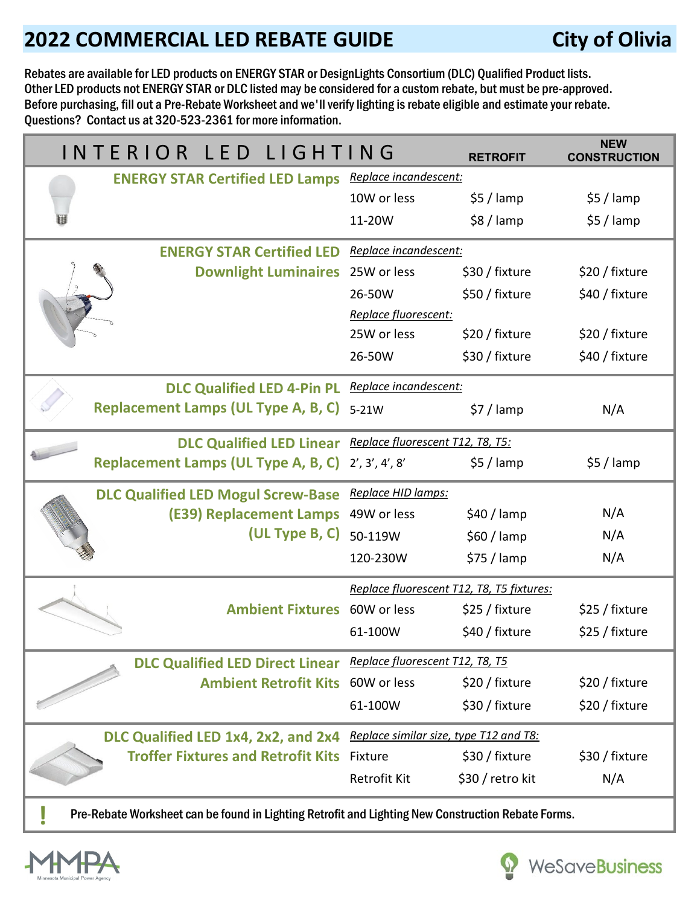# 2022 COMMERCIAL LED REBATE GUIDE — City of Olivia

Rebates are available for LED products on ENERGY STAR or DesignLights Consortium (DLC) Qualified Product lists. Other LED products not ENERGY STAR or DLC listed may be considered for a custom rebate, but must be pre-approved. Before purchasing, fill out a Pre-Rebate Worksheet and we'll verify lighting is rebate eligible and estimate your rebate. Questions? Contact us at 320-523-2361 for more information.

| INTERIOR LED LIGHTING | | RETROFIT | NEW CONSTRUCTION |
|---|---|---|---|
| **ENERGY STAR Certified LED Lamps** | *Replace incandescent:* | | |
| | 10W or less | $5 / lamp | $5 / lamp |
| | 11-20W | $8 / lamp | $5 / lamp |
| **ENERGY STAR Certified LED Downlight Luminaires** | *Replace incandescent:* | | |
| | 25W or less | $30 / fixture | $20 / fixture |
| | 26-50W | $50 / fixture | $40 / fixture |
| | *Replace fluorescent:* | | |
| | 25W or less | $20 / fixture | $20 / fixture |
| | 26-50W | $30 / fixture | $40 / fixture |
| **DLC Qualified LED 4-Pin PL Replacement Lamps (UL Type A, B, C)** | *Replace incandescent:* | | |
| | 5-21W | $7 / lamp | N/A |
| **DLC Qualified LED Linear Replacement Lamps (UL Type A, B, C)** | *Replace fluorescent T12, T8, T5:* | | |
| | 2', 3', 4', 8' | $5 / lamp | $5 / lamp |
| **DLC Qualified LED Mogul Screw-Base (E39) Replacement Lamps (UL Type B, C)** | *Replace HID lamps:* | | |
| | 49W or less | $40 / lamp | N/A |
| | 50-119W | $60 / lamp | N/A |
| | 120-230W | $75 / lamp | N/A |
| **Ambient Fixtures** | *Replace fluorescent T12, T8, T5 fixtures:* | | |
| | 60W or less | $25 / fixture | $25 / fixture |
| | 61-100W | $40 / fixture | $25 / fixture |
| **DLC Qualified LED Direct Linear Ambient Retrofit Kits** | *Replace fluorescent T12, T8, T5* | | |
| | 60W or less | $20 / fixture | $20 / fixture |
| | 61-100W | $30 / fixture | $20 / fixture |
| **DLC Qualified LED 1x4, 2x2, and 2x4 Troffer Fixtures and Retrofit Kits** | *Replace similar size, type T12 and T8:* | | |
| | Fixture | $30 / fixture | $30 / fixture |
| | Retrofit Kit | $30 / retro kit | N/A |

**!** **Pre-Rebate Worksheet can be found in Lighting Retrofit and Lighting New Construction Rebate Forms.**

MMPA Minnesota Municipal Power Agency

WeSaveBusiness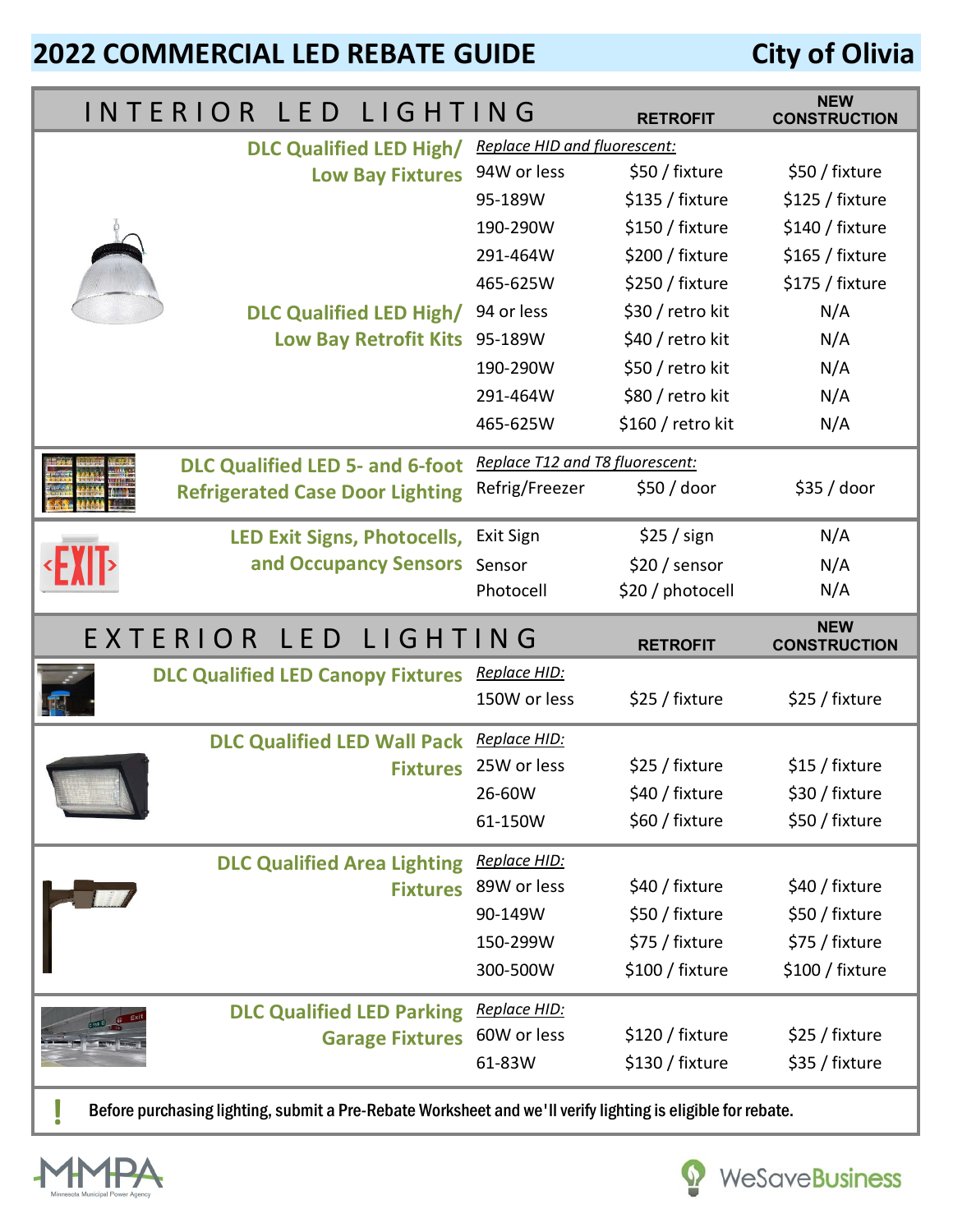# 2022 COMMERCIAL LED REBATE GUIDE

## City of Olivia

| INTERIOR LED LIGHTING | | RETROFIT | NEW CONSTRUCTION |
|---|---|---|---|
| DLC Qualified LED High/ Low Bay Fixtures | *Replace HID and fluorescent:* | | |
| | 94W or less | $50 / fixture | $50 / fixture |
| | 95-189W | $135 / fixture | $125 / fixture |
| | 190-290W | $150 / fixture | $140 / fixture |
| | 291-464W | $200 / fixture | $165 / fixture |
| | 465-625W | $250 / fixture | $175 / fixture |
| DLC Qualified LED High/ Low Bay Retrofit Kits | 94 or less | $30 / retro kit | N/A |
| | 95-189W | $40 / retro kit | N/A |
| | 190-290W | $50 / retro kit | N/A |
| | 291-464W | $80 / retro kit | N/A |
| | 465-625W | $160 / retro kit | N/A |
| DLC Qualified LED 5- and 6-foot Refrigerated Case Door Lighting | *Replace T12 and T8 fluorescent:* | | |
| | Refrig/Freezer | $50 / door | $35 / door |
| LED Exit Signs, Photocells, and Occupancy Sensors | Exit Sign | $25 / sign | N/A |
| | Sensor | $20 / sensor | N/A |
| | Photocell | $20 / photocell | N/A |

| EXTERIOR LED LIGHTING | | RETROFIT | NEW CONSTRUCTION |
|---|---|---|---|
| DLC Qualified LED Canopy Fixtures | *Replace HID:* | | |
| | 150W or less | $25 / fixture | $25 / fixture |
| DLC Qualified LED Wall Pack Fixtures | *Replace HID:* | | |
| | 25W or less | $25 / fixture | $15 / fixture |
| | 26-60W | $40 / fixture | $30 / fixture |
| | 61-150W | $60 / fixture | $50 / fixture |
| DLC Qualified Area Lighting Fixtures | *Replace HID:* | | |
| | 89W or less | $40 / fixture | $40 / fixture |
| | 90-149W | $50 / fixture | $50 / fixture |
| | 150-299W | $75 / fixture | $75 / fixture |
| | 300-500W | $100 / fixture | $100 / fixture |
| DLC Qualified LED Parking Garage Fixtures | *Replace HID:* | | |
| | 60W or less | $120 / fixture | $25 / fixture |
| | 61-83W | $130 / fixture | $35 / fixture |

**!** Before purchasing lighting, submit a Pre-Rebate Worksheet and we'll verify lighting is eligible for rebate.

MMPA Minnesota Municipal Power Agency

WeSaveBusiness